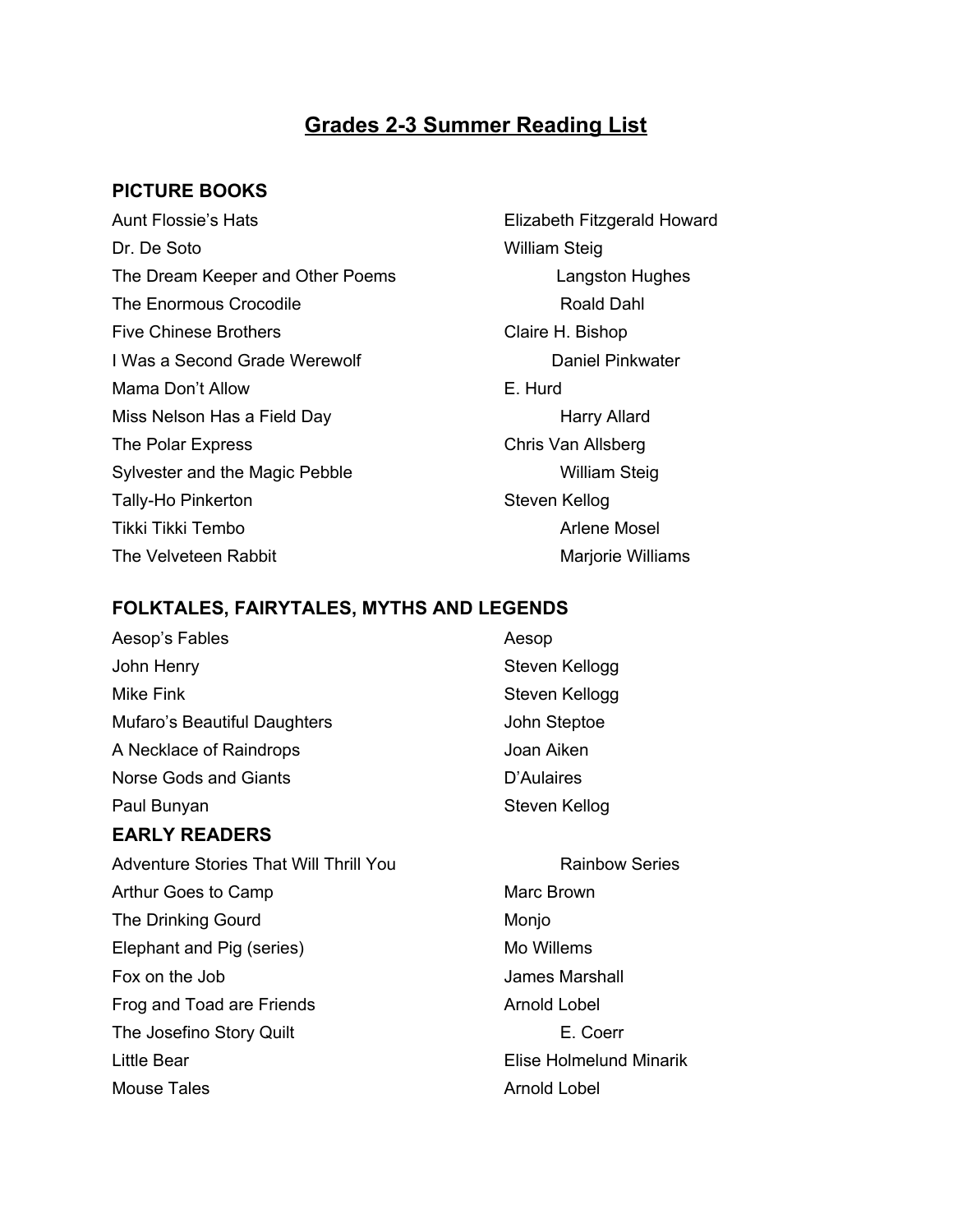# Grades 2-3 Summer Reading List

## PICTURE BOOKS

| Title | Author |
| --- | --- |
| Aunt Flossie's Hats | Elizabeth Fitzgerald Howard |
| Dr. De Soto | William Steig |
| The Dream Keeper and Other Poems | Langston Hughes |
| The Enormous Crocodile | Roald Dahl |
| Five Chinese Brothers | Claire H. Bishop |
| I Was a Second Grade Werewolf | Daniel Pinkwater |
| Mama Don't Allow | E. Hurd |
| Miss Nelson Has a Field Day | Harry Allard |
| The Polar Express | Chris Van Allsberg |
| Sylvester and the Magic Pebble | William Steig |
| Tally-Ho Pinkerton | Steven Kellog |
| Tikki Tikki Tembo | Arlene Mosel |
| The Velveteen Rabbit | Marjorie Williams |

## FOLKTALES, FAIRYTALES, MYTHS AND LEGENDS

| Title | Author |
| --- | --- |
| Aesop's Fables | Aesop |
| John Henry | Steven Kellogg |
| Mike Fink | Steven Kellogg |
| Mufaro's Beautiful Daughters | John Steptoe |
| A Necklace of Raindrops | Joan Aiken |
| Norse Gods and Giants | D'Aulaires |
| Paul Bunyan | Steven Kellog |

## EARLY READERS

| Title | Author |
| --- | --- |
| Adventure Stories That Will Thrill You | Rainbow Series |
| Arthur Goes to Camp | Marc Brown |
| The Drinking Gourd | Monjo |
| Elephant and Pig (series) | Mo Willems |
| Fox on the Job | James Marshall |
| Frog and Toad are Friends | Arnold Lobel |
| The Josefino Story Quilt | E. Coerr |
| Little Bear | Elise Holmelund Minarik |
| Mouse Tales | Arnold Lobel |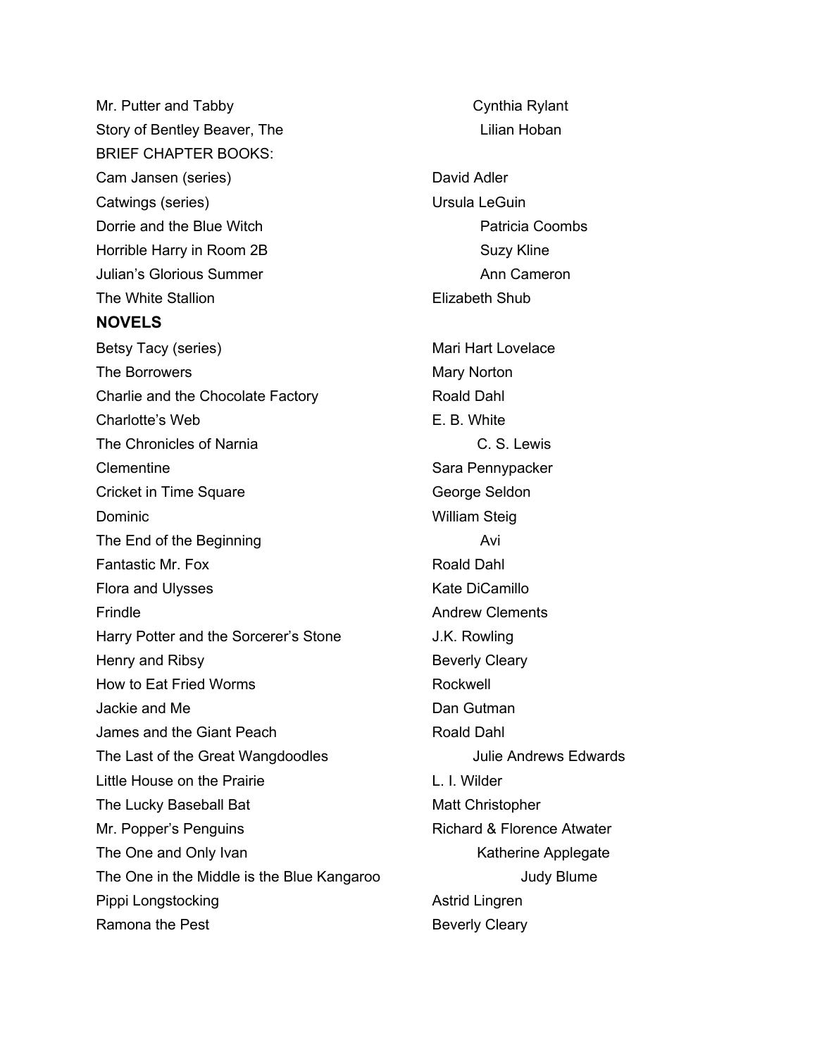| | |
|---|---|
| Mr. Putter and Tabby | Cynthia Rylant |
| Story of Bentley Beaver, The | Lilian Hoban |

BRIEF CHAPTER BOOKS:

| | |
|---|---|
| Cam Jansen (series) | David Adler |
| Catwings (series) | Ursula LeGuin |
| Dorrie and the Blue Witch | Patricia Coombs |
| Horrible Harry in Room 2B | Suzy Kline |
| Julian's Glorious Summer | Ann Cameron |
| The White Stallion | Elizabeth Shub |

**NOVELS**

| | |
|---|---|
| Betsy Tacy (series) | Mari Hart Lovelace |
| The Borrowers | Mary Norton |
| Charlie and the Chocolate Factory | Roald Dahl |
| Charlotte's Web | E. B. White |
| The Chronicles of Narnia | C. S. Lewis |
| Clementine | Sara Pennypacker |
| Cricket in Time Square | George Seldon |
| Dominic | William Steig |
| The End of the Beginning | Avi |
| Fantastic Mr. Fox | Roald Dahl |
| Flora and Ulysses | Kate DiCamillo |
| Frindle | Andrew Clements |
| Harry Potter and the Sorcerer's Stone | J.K. Rowling |
| Henry and Ribsy | Beverly Cleary |
| How to Eat Fried Worms | Rockwell |
| Jackie and Me | Dan Gutman |
| James and the Giant Peach | Roald Dahl |
| The Last of the Great Wangdoodles | Julie Andrews Edwards |
| Little House on the Prairie | L. I. Wilder |
| The Lucky Baseball Bat | Matt Christopher |
| Mr. Popper's Penguins | Richard & Florence Atwater |
| The One and Only Ivan | Katherine Applegate |
| The One in the Middle is the Blue Kangaroo | Judy Blume |
| Pippi Longstocking | Astrid Lingren |
| Ramona the Pest | Beverly Cleary |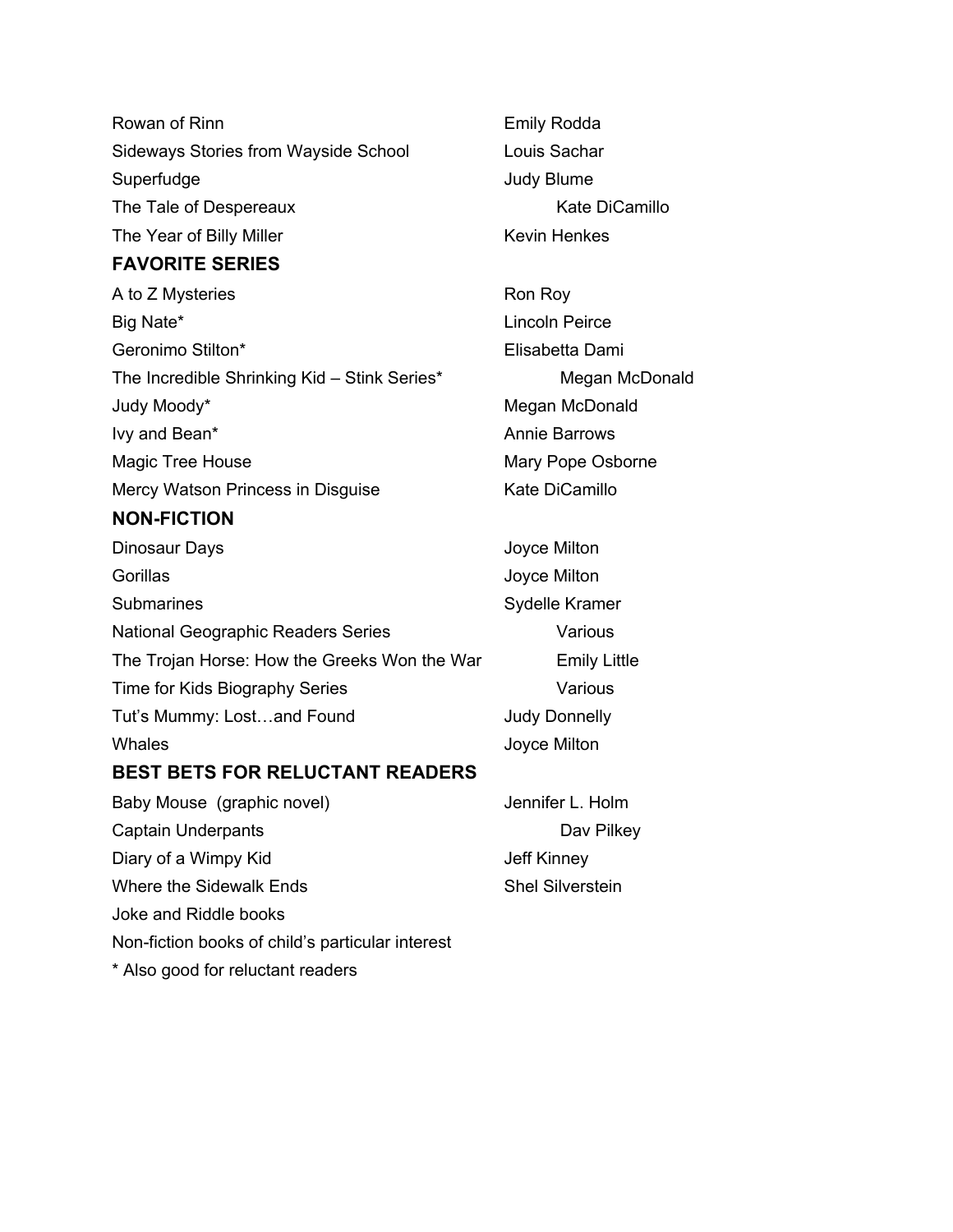| | |
|---|---|
| Rowan of Rinn | Emily Rodda |
| Sideways Stories from Wayside School | Louis Sachar |
| Superfudge | Judy Blume |
| The Tale of Despereaux | Kate DiCamillo |
| The Year of Billy Miller | Kevin Henkes |

## FAVORITE SERIES

| | |
|---|---|
| A to Z Mysteries | Ron Roy |
| Big Nate* | Lincoln Peirce |
| Geronimo Stilton* | Elisabetta Dami |
| The Incredible Shrinking Kid – Stink Series* | Megan McDonald |
| Judy Moody* | Megan McDonald |
| Ivy and Bean* | Annie Barrows |
| Magic Tree House | Mary Pope Osborne |
| Mercy Watson Princess in Disguise | Kate DiCamillo |

## NON-FICTION

| | |
|---|---|
| Dinosaur Days | Joyce Milton |
| Gorillas | Joyce Milton |
| Submarines | Sydelle Kramer |
| National Geographic Readers Series | Various |
| The Trojan Horse: How the Greeks Won the War | Emily Little |
| Time for Kids Biography Series | Various |
| Tut's Mummy: Lost…and Found | Judy Donnelly |
| Whales | Joyce Milton |

## BEST BETS FOR RELUCTANT READERS

| | |
|---|---|
| Baby Mouse (graphic novel) | Jennifer L. Holm |
| Captain Underpants | Dav Pilkey |
| Diary of a Wimpy Kid | Jeff Kinney |
| Where the Sidewalk Ends | Shel Silverstein |

Joke and Riddle books

Non-fiction books of child's particular interest

\* Also good for reluctant readers